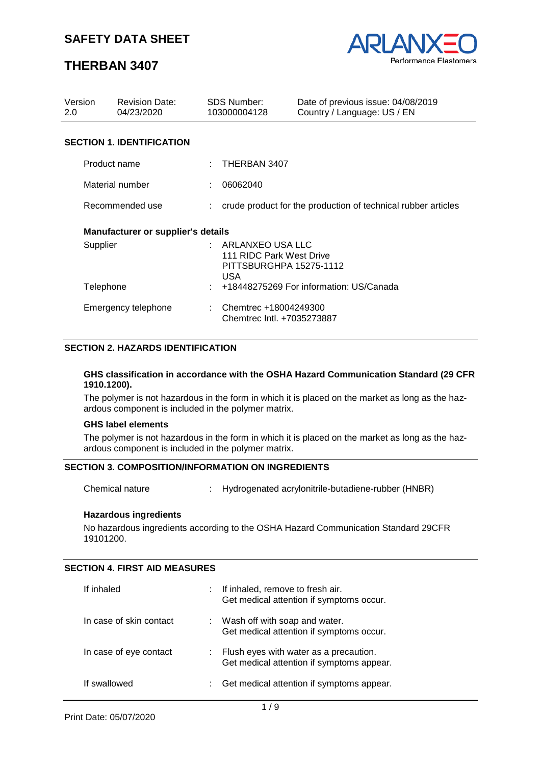# SAFETY DATA SHEET

# THERBAN 3407

| Version | Revision Date: | SDS Number: | Date of previous issue: 04/08/2019 |
|---|---|---|---|
| 2.0 | 04/23/2020 | 103000004128 | Country / Language: US / EN |

## SECTION 1. IDENTIFICATION

| | | |
|---|---|---|
| Product name | : | THERBAN 3407 |
| Material number | : | 06062040 |
| Recommended use | : | crude product for the production of technical rubber articles |

### Manufacturer or supplier's details

| | | |
|---|---|---|
| Supplier | : | ARLANXEO USA LLC<br>111 RIDC Park West Drive<br>PITTSBURGHPA 15275-1112<br>USA |
| Telephone | : | +18448275269 For information: US/Canada |
| Emergency telephone | : | Chemtrec +18004249300<br>Chemtrec Intl. +7035273887 |

## SECTION 2. HAZARDS IDENTIFICATION

**GHS classification in accordance with the OSHA Hazard Communication Standard (29 CFR 1910.1200).**

The polymer is not hazardous in the form in which it is placed on the market as long as the hazardous component is included in the polymer matrix.

**GHS label elements**

The polymer is not hazardous in the form in which it is placed on the market as long as the hazardous component is included in the polymer matrix.

## SECTION 3. COMPOSITION/INFORMATION ON INGREDIENTS

| | | |
|---|---|---|
| Chemical nature | : | Hydrogenated acrylonitrile-butadiene-rubber (HNBR) |

**Hazardous ingredients**

No hazardous ingredients according to the OSHA Hazard Communication Standard 29CFR 19101200.

## SECTION 4. FIRST AID MEASURES

| | | |
|---|---|---|
| If inhaled | : | If inhaled, remove to fresh air.<br>Get medical attention if symptoms occur. |
| In case of skin contact | : | Wash off with soap and water.<br>Get medical attention if symptoms occur. |
| In case of eye contact | : | Flush eyes with water as a precaution.<br>Get medical attention if symptoms appear. |
| If swallowed | : | Get medical attention if symptoms appear. |

Print Date: 05/07/2020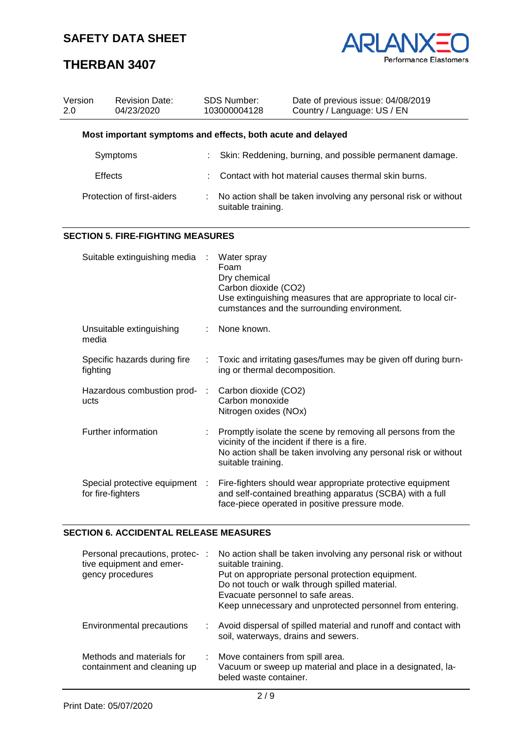**Most important symptoms and effects, both acute and delayed**

| | |
|---|---|
| Symptoms | : Skin: Reddening, burning, and possible permanent damage. |
| Effects | : Contact with hot material causes thermal skin burns. |
| Protection of first-aiders | : No action shall be taken involving any personal risk or without suitable training. |

## SECTION 5. FIRE-FIGHTING MEASURES

| | |
|---|---|
| Suitable extinguishing media | : Water spray<br>Foam<br>Dry chemical<br>Carbon dioxide ($CO_2$)<br>Use extinguishing measures that are appropriate to local circumstances and the surrounding environment. |
| Unsuitable extinguishing media | : None known. |
| Specific hazards during fire fighting | : Toxic and irritating gases/fumes may be given off during burning or thermal decomposition. |
| Hazardous combustion products | : Carbon dioxide ($CO_2$)<br>Carbon monoxide<br>Nitrogen oxides ($NO_x$) |
| Further information | : Promptly isolate the scene by removing all persons from the vicinity of the incident if there is a fire.<br>No action shall be taken involving any personal risk or without suitable training. |
| Special protective equipment for fire-fighters | : Fire-fighters should wear appropriate protective equipment and self-contained breathing apparatus (SCBA) with a full face-piece operated in positive pressure mode. |

## SECTION 6. ACCIDENTAL RELEASE MEASURES

| | |
|---|---|
| Personal precautions, protective equipment and emergency procedures | : No action shall be taken involving any personal risk or without suitable training.<br>Put on appropriate personal protection equipment.<br>Do not touch or walk through spilled material.<br>Evacuate personnel to safe areas.<br>Keep unnecessary and unprotected personnel from entering. |
| Environmental precautions | : Avoid dispersal of spilled material and runoff and contact with soil, waterways, drains and sewers. |
| Methods and materials for containment and cleaning up | : Move containers from spill area.<br>Vacuum or sweep up material and place in a designated, labeled waste container. |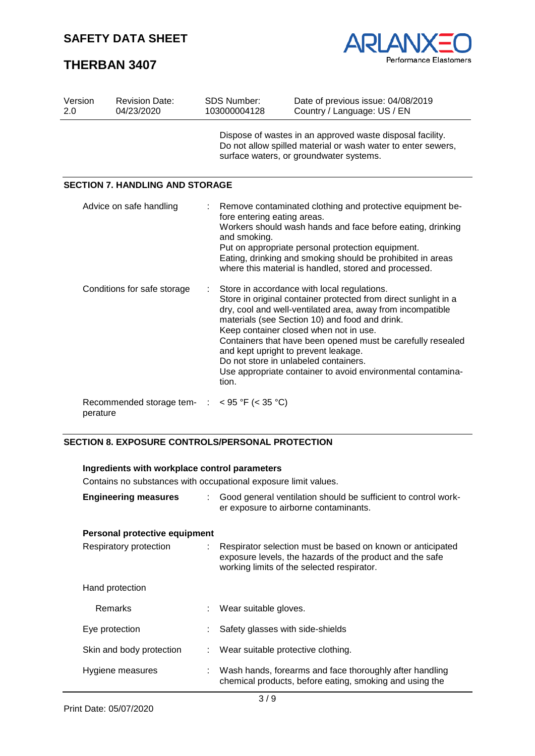Dispose of wastes in an approved waste disposal facility.
Do not allow spilled material or wash water to enter sewers, surface waters, or groundwater systems.

## SECTION 7. HANDLING AND STORAGE

| | | |
|---|---|---|
| Advice on safe handling | : | Remove contaminated clothing and protective equipment before entering eating areas.<br>Workers should wash hands and face before eating, drinking and smoking.<br>Put on appropriate personal protection equipment.<br>Eating, drinking and smoking should be prohibited in areas where this material is handled, stored and processed. |
| Conditions for safe storage | : | Store in accordance with local regulations.<br>Store in original container protected from direct sunlight in a dry, cool and well-ventilated area, away from incompatible materials (see Section 10) and food and drink.<br>Keep container closed when not in use.<br>Containers that have been opened must be carefully resealed and kept upright to prevent leakage.<br>Do not store in unlabeled containers.<br>Use appropriate container to avoid environmental contamination. |
| Recommended storage temperature | : | < 95 °F (< 35 °C) |

## SECTION 8. EXPOSURE CONTROLS/PERSONAL PROTECTION

**Ingredients with workplace control parameters**

Contains no substances with occupational exposure limit values.

| | | |
|---|---|---|
| **Engineering measures** | : | Good general ventilation should be sufficient to control worker exposure to airborne contaminants. |

**Personal protective equipment**

| | | |
|---|---|---|
| Respiratory protection | : | Respirator selection must be based on known or anticipated exposure levels, the hazards of the product and the safe working limits of the selected respirator. |
| Hand protection | | |
| Remarks | : | Wear suitable gloves. |
| Eye protection | : | Safety glasses with side-shields |
| Skin and body protection | : | Wear suitable protective clothing. |
| Hygiene measures | : | Wash hands, forearms and face thoroughly after handling chemical products, before eating, smoking and using the |

Print Date: 05/07/2020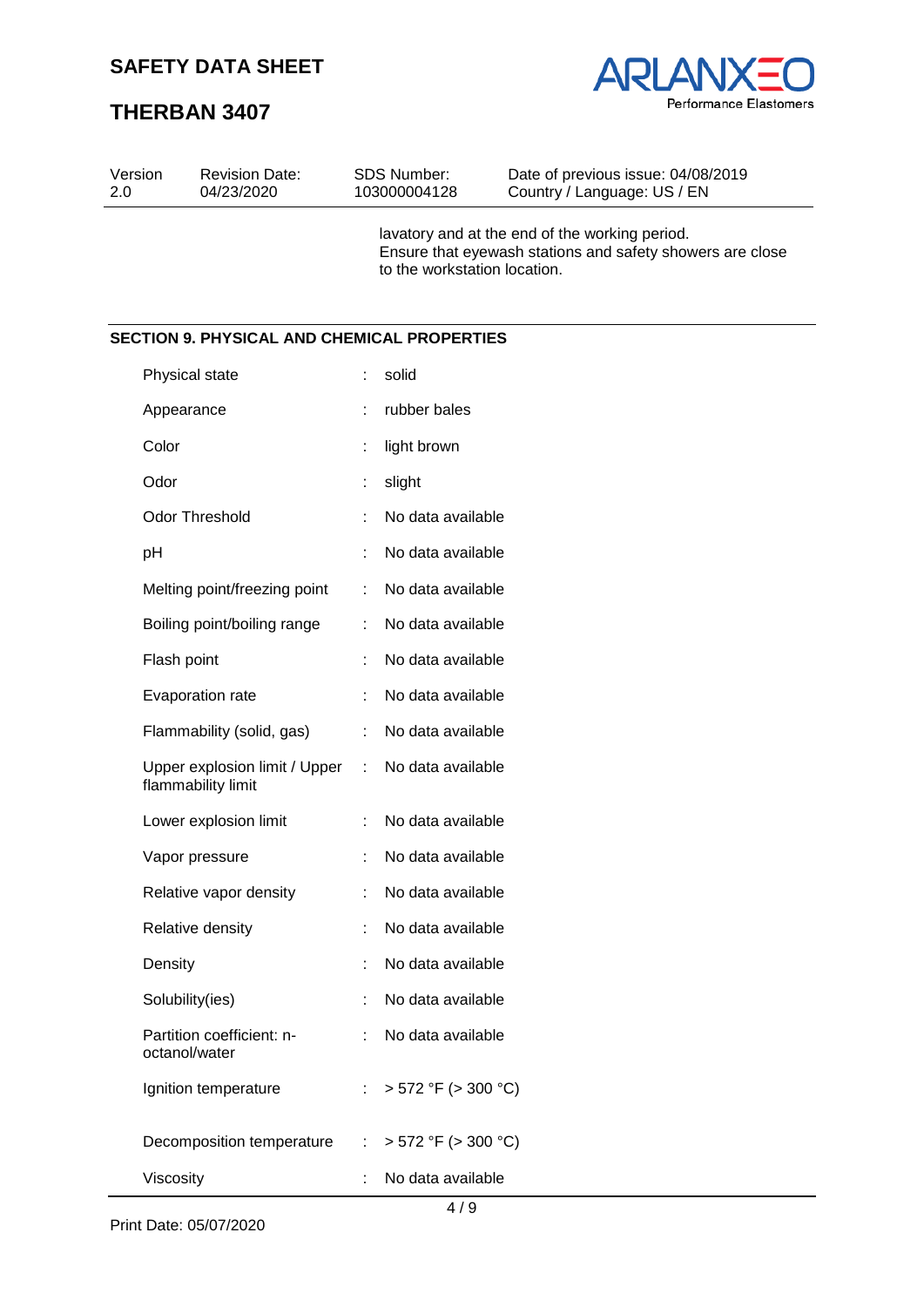lavatory and at the end of the working period.
Ensure that eyewash stations and safety showers are close to the workstation location.

## SECTION 9. PHYSICAL AND CHEMICAL PROPERTIES

| Property | Value |
|---|---|
| Physical state | solid |
| Appearance | rubber bales |
| Color | light brown |
| Odor | slight |
| Odor Threshold | No data available |
| pH | No data available |
| Melting point/freezing point | No data available |
| Boiling point/boiling range | No data available |
| Flash point | No data available |
| Evaporation rate | No data available |
| Flammability (solid, gas) | No data available |
| Upper explosion limit / Upper flammability limit | No data available |
| Lower explosion limit | No data available |
| Vapor pressure | No data available |
| Relative vapor density | No data available |
| Relative density | No data available |
| Density | No data available |
| Solubility(ies) | No data available |
| Partition coefficient: n-octanol/water | No data available |
| Ignition temperature | > 572 °F (> 300 °C) |
| Decomposition temperature | > 572 °F (> 300 °C) |
| Viscosity | No data available |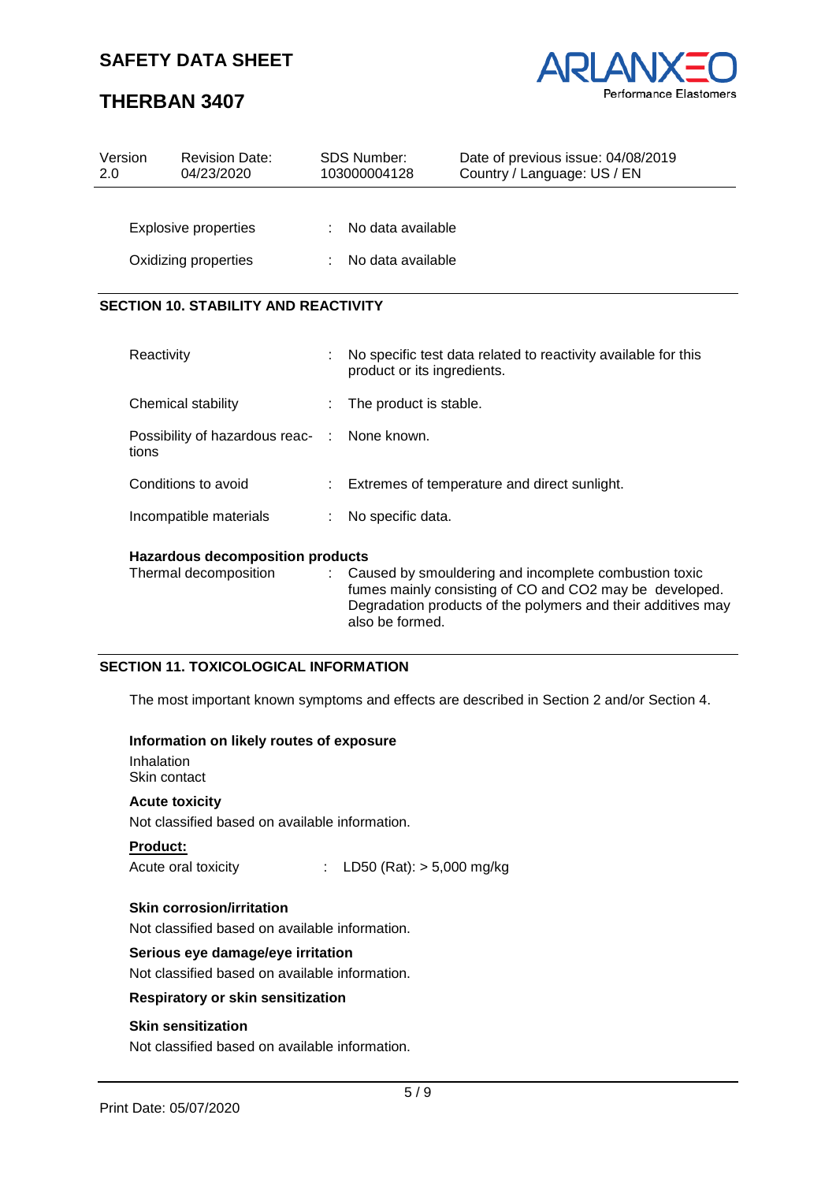Explosive properties : No data available

Oxidizing properties : No data available

## SECTION 10. STABILITY AND REACTIVITY

| | |
|---|---|
| Reactivity | No specific test data related to reactivity available for this product or its ingredients. |
| Chemical stability | The product is stable. |
| Possibility of hazardous reactions | None known. |
| Conditions to avoid | Extremes of temperature and direct sunlight. |
| Incompatible materials | No specific data. |

**Hazardous decomposition products**

Thermal decomposition : Caused by smouldering and incomplete combustion toxic fumes mainly consisting of CO and $CO_2$ may be developed. Degradation products of the polymers and their additives may also be formed.

## SECTION 11. TOXICOLOGICAL INFORMATION

The most important known symptoms and effects are described in Section 2 and/or Section 4.

**Information on likely routes of exposure**

Inhalation
Skin contact

**Acute toxicity**

Not classified based on available information.

**Product:**

Acute oral toxicity : LD50 (Rat): > 5,000 mg/kg

**Skin corrosion/irritation**

Not classified based on available information.

**Serious eye damage/eye irritation**

Not classified based on available information.

**Respiratory or skin sensitization**

**Skin sensitization**

Not classified based on available information.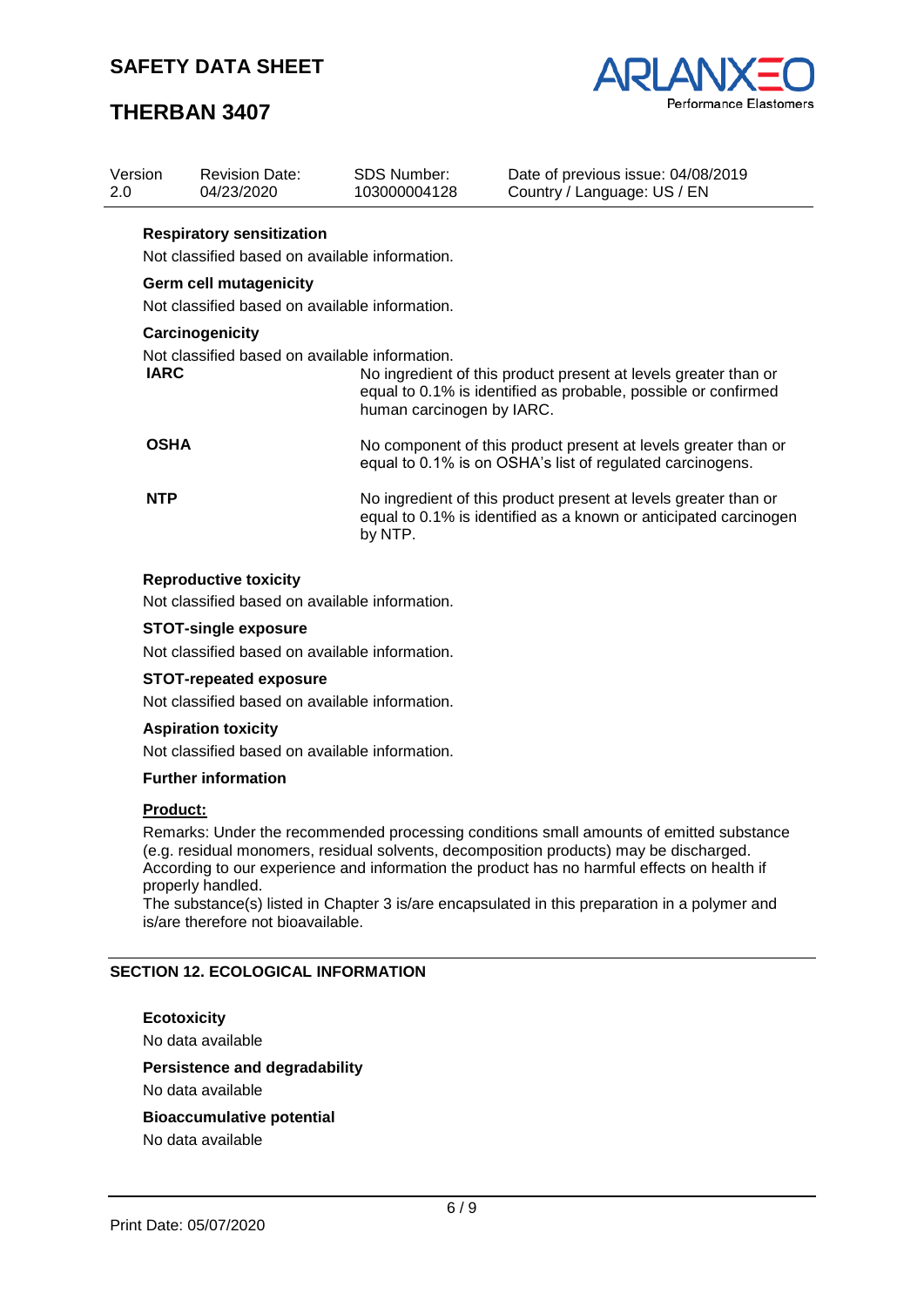### Respiratory sensitization

Not classified based on available information.

### Germ cell mutagenicity

Not classified based on available information.

### Carcinogenicity

Not classified based on available information.

| | |
|---|---|
| **IARC** | No ingredient of this product present at levels greater than or equal to 0.1% is identified as probable, possible or confirmed human carcinogen by IARC. |
| **OSHA** | No component of this product present at levels greater than or equal to 0.1% is on OSHA's list of regulated carcinogens. |
| **NTP** | No ingredient of this product present at levels greater than or equal to 0.1% is identified as a known or anticipated carcinogen by NTP. |

### Reproductive toxicity

Not classified based on available information.

### STOT-single exposure

Not classified based on available information.

### STOT-repeated exposure

Not classified based on available information.

### Aspiration toxicity

Not classified based on available information.

### Further information

**Product:**

Remarks: Under the recommended processing conditions small amounts of emitted substance (e.g. residual monomers, residual solvents, decomposition products) may be discharged. According to our experience and information the product has no harmful effects on health if properly handled.
The substance(s) listed in Chapter 3 is/are encapsulated in this preparation in a polymer and is/are therefore not bioavailable.

## SECTION 12. ECOLOGICAL INFORMATION

### Ecotoxicity

No data available

### Persistence and degradability

No data available

### Bioaccumulative potential

No data available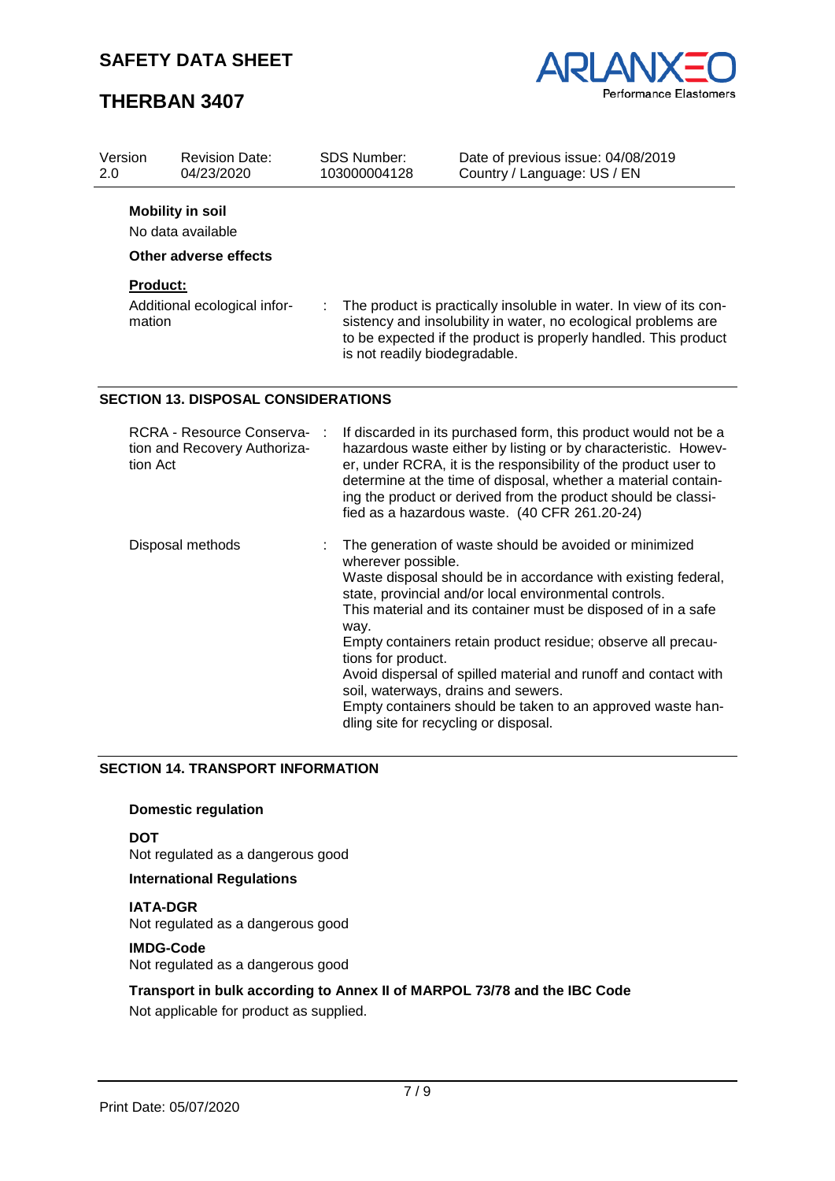**Mobility in soil**

No data available

**Other adverse effects**

**Product:**

| | |
|---|---|
| Additional ecological information | : The product is practically insoluble in water. In view of its consistency and insolubility in water, no ecological problems are to be expected if the product is properly handled. This product is not readily biodegradable. |

## SECTION 13. DISPOSAL CONSIDERATIONS

| | |
|---|---|
| RCRA - Resource Conservation and Recovery Authorization Act | : If discarded in its purchased form, this product would not be a hazardous waste either by listing or by characteristic. However, under RCRA, it is the responsibility of the product user to determine at the time of disposal, whether a material containing the product or derived from the product should be classified as a hazardous waste. (40 CFR 261.20-24) |
| Disposal methods | : The generation of waste should be avoided or minimized wherever possible.<br>Waste disposal should be in accordance with existing federal, state, provincial and/or local environmental controls.<br>This material and its container must be disposed of in a safe way.<br>Empty containers retain product residue; observe all precautions for product.<br>Avoid dispersal of spilled material and runoff and contact with soil, waterways, drains and sewers.<br>Empty containers should be taken to an approved waste handling site for recycling or disposal. |

## SECTION 14. TRANSPORT INFORMATION

**Domestic regulation**

**DOT**

Not regulated as a dangerous good

**International Regulations**

**IATA-DGR**

Not regulated as a dangerous good

**IMDG-Code**

Not regulated as a dangerous good

**Transport in bulk according to Annex II of MARPOL 73/78 and the IBC Code**

Not applicable for product as supplied.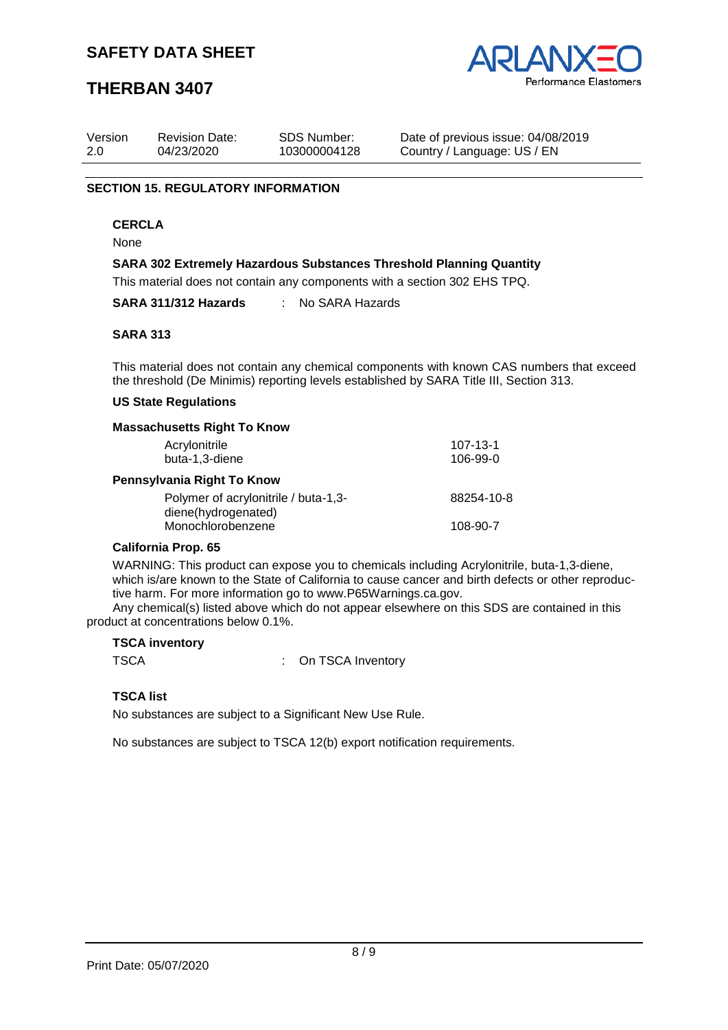## SECTION 15. REGULATORY INFORMATION

**CERCLA**

None

**SARA 302 Extremely Hazardous Substances Threshold Planning Quantity**

This material does not contain any components with a section 302 EHS TPQ.

**SARA 311/312 Hazards** : No SARA Hazards

**SARA 313**

This material does not contain any chemical components with known CAS numbers that exceed the threshold (De Minimis) reporting levels established by SARA Title III, Section 313.

**US State Regulations**

**Massachusetts Right To Know**

| | |
|---|---|
| Acrylonitrile | 107-13-1 |
| buta-1,3-diene | 106-99-0 |

**Pennsylvania Right To Know**

| | |
|---|---|
| Polymer of acrylonitrile / buta-1,3-diene(hydrogenated) | 88254-10-8 |
| Monochlorobenzene | 108-90-7 |

**California Prop. 65**

WARNING: This product can expose you to chemicals including Acrylonitrile, buta-1,3-diene, which is/are known to the State of California to cause cancer and birth defects or other reproductive harm. For more information go to www.P65Warnings.ca.gov.

Any chemical(s) listed above which do not appear elsewhere on this SDS are contained in this product at concentrations below 0.1%.

**TSCA inventory**

TSCA : On TSCA Inventory

**TSCA list**

No substances are subject to a Significant New Use Rule.

No substances are subject to TSCA 12(b) export notification requirements.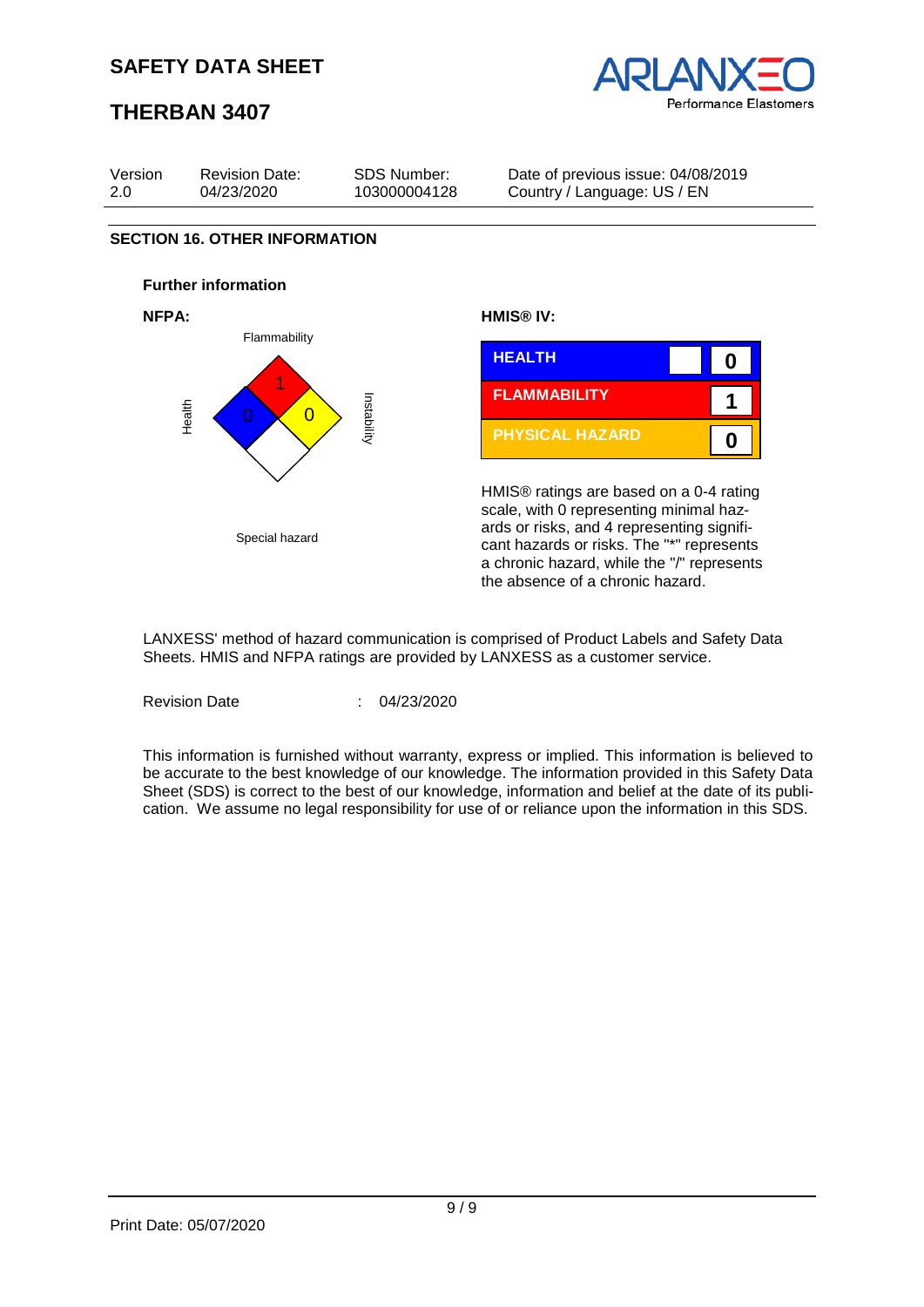## SECTION 16. OTHER INFORMATION

### Further information

**NFPA:**

Flammability

1

Health

0

0

Instability

Special hazard

**HMIS® IV:**

| | |
|---|---|
| HEALTH | 0 |
| FLAMMABILITY | 1 |
| PHYSICAL HAZARD | 0 |

HMIS® ratings are based on a 0-4 rating scale, with 0 representing minimal hazards or risks, and 4 representing significant hazards or risks. The "*" represents a chronic hazard, while the "/" represents the absence of a chronic hazard.

LANXESS' method of hazard communication is comprised of Product Labels and Safety Data Sheets. HMIS and NFPA ratings are provided by LANXESS as a customer service.

Revision Date : 04/23/2020

This information is furnished without warranty, express or implied. This information is believed to be accurate to the best knowledge of our knowledge. The information provided in this Safety Data Sheet (SDS) is correct to the best of our knowledge, information and belief at the date of its publication. We assume no legal responsibility for use of or reliance upon the information in this SDS.